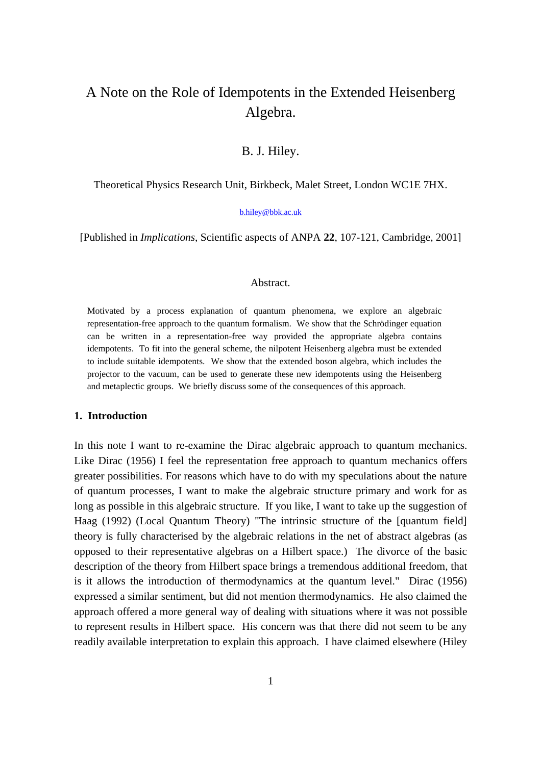# A Note on the Role of Idempotents in the Extended Heisenberg Algebra.

B. J. Hiley.

Theoretical Physics Research Unit, Birkbeck, Malet Street, London WC1E 7HX.

b.hiley@bbk.ac.uk

[Published in *Implications*, Scientific aspects of ANPA **22**, 107-121, Cambridge, 2001]

## Abstract.

Motivated by a process explanation of quantum phenomena, we explore an algebraic representation-free approach to the quantum formalism. We show that the Schrödinger equation can be written in a representation-free way provided the appropriate algebra contains idempotents. To fit into the general scheme, the nilpotent Heisenberg algebra must be extended to include suitable idempotents. We show that the extended boson algebra, which includes the projector to the vacuum, can be used to generate these new idempotents using the Heisenberg and metaplectic groups. We briefly discuss some of the consequences of this approach.

## 1. Introduction

In this note I want to re-examine the Dirac algebraic approach to quantum mechanics. Like Dirac (1956) I feel the representation free approach to quantum mechanics offers greater possibilities. For reasons which have to do with my speculations about the nature of quantum processes, I want to make the algebraic structure primary and work for as long as possible in this algebraic structure. If you like, I want to take up the suggestion of Haag (1992) (Local Quantum Theory) "The intrinsic structure of the [quantum field] theory is fully characterised by the algebraic relations in the net of abstract algebras (as opposed to their representative algebras on a Hilbert space.) The divorce of the basic description of the theory from Hilbert space brings a tremendous additional freedom, that is it allows the introduction of thermodynamics at the quantum level." Dirac (1956) expressed a similar sentiment, but did not mention thermodynamics. He also claimed the approach offered a more general way of dealing with situations where it was not possible to represent results in Hilbert space. His concern was that there did not seem to be any readily available interpretation to explain this approach. I have claimed elsewhere (Hiley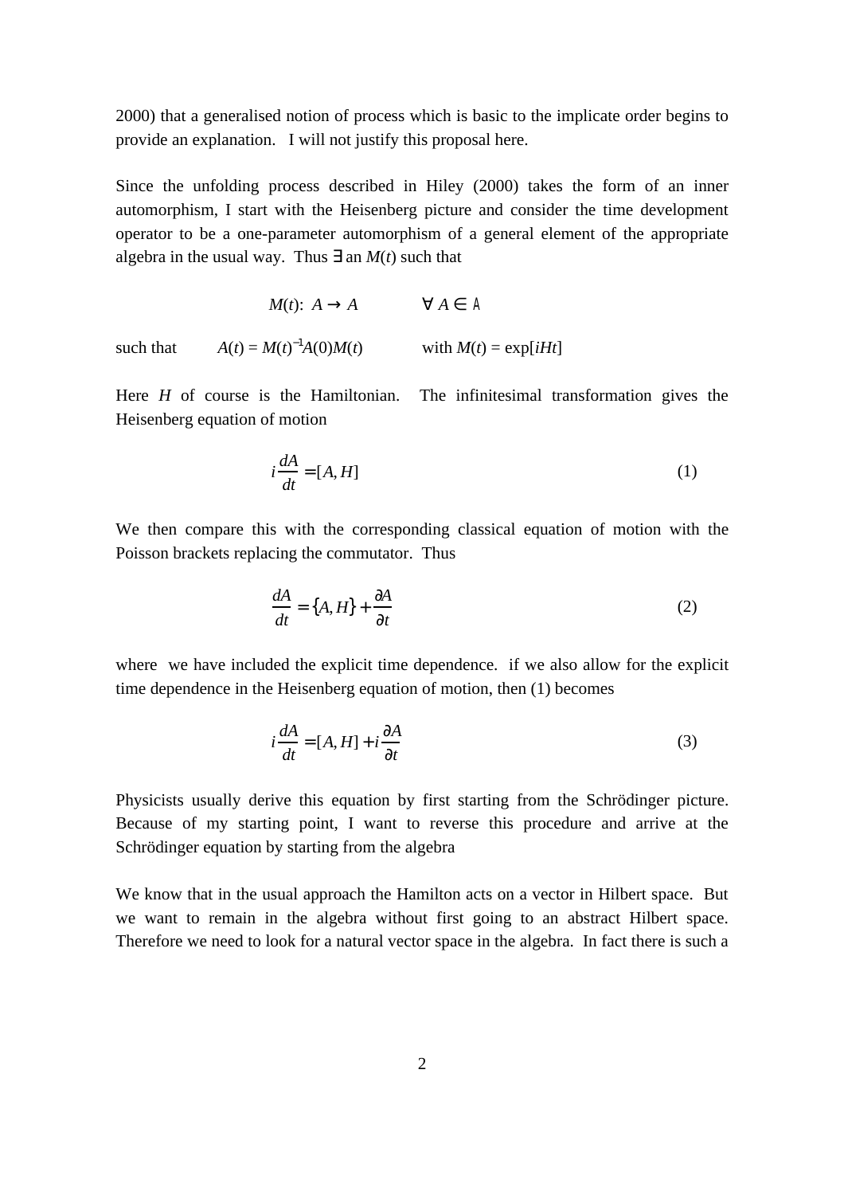2000) that a generalised notion of process which is basic to the implicate order begins to provide an explanation. I will not justify this proposal here.

Since the unfolding process described in Hiley (2000) takes the form of an inner automorphism, I start with the Heisenberg picture and consider the time development operator to be a one-parameter automorphism of a general element of the appropriate algebra in the usual way. Thus $\exists$ an $M(t)$ such that

$$M(t)\text{:}\ A \rightarrow A \qquad \forall\, A \in \mathcal{A}$$

such that $\quad A(t) = M(t)^{-1}A(0)M(t) \qquad$ with $M(t) = \exp[iHt]$

Here $H$ of course is the Hamiltonian. The infinitesimal transformation gives the Heisenberg equation of motion

$$i\frac{dA}{dt} = [A, H] \tag{1}$$

We then compare this with the corresponding classical equation of motion with the Poisson brackets replacing the commutator. Thus

$$\frac{dA}{dt} = \{A, H\} + \frac{\partial A}{\partial t} \tag{2}$$

where we have included the explicit time dependence. if we also allow for the explicit time dependence in the Heisenberg equation of motion, then (1) becomes

$$i\frac{dA}{dt} = [A, H] + i\frac{\partial A}{\partial t} \tag{3}$$

Physicists usually derive this equation by first starting from the Schrödinger picture. Because of my starting point, I want to reverse this procedure and arrive at the Schrödinger equation by starting from the algebra

We know that in the usual approach the Hamilton acts on a vector in Hilbert space. But we want to remain in the algebra without first going to an abstract Hilbert space. Therefore we need to look for a natural vector space in the algebra. In fact there is such a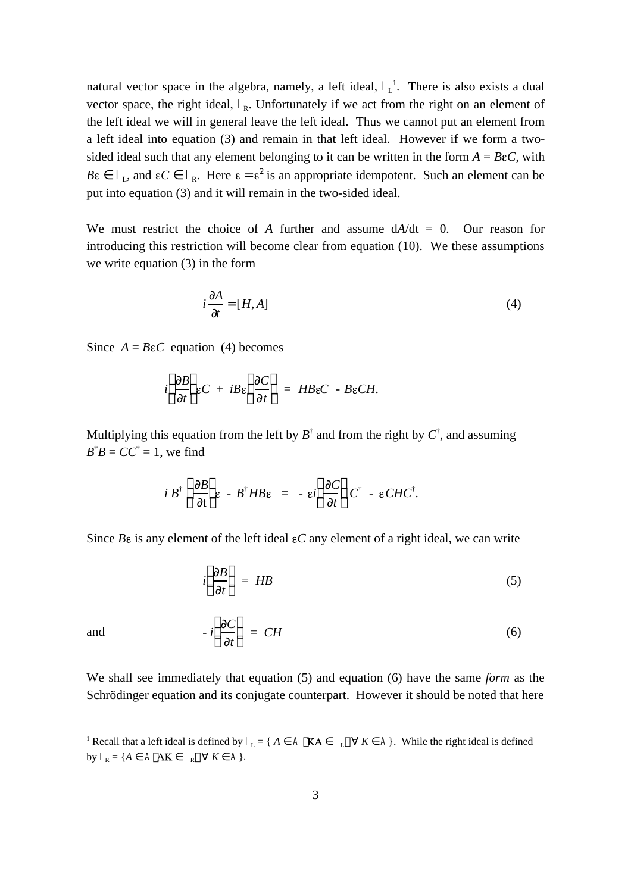natural vector space in the algebra, namely, a left ideal, $I_L$[1]. There is also exists a dual vector space, the right ideal, $I_R$. Unfortunately if we act from the right on an element of the left ideal we will in general leave the left ideal. Thus we cannot put an element from a left ideal into equation (3) and remain in that left ideal. However if we form a two-sided ideal such that any element belonging to it can be written in the form $A = B\varepsilon C$, with $B\varepsilon \in I_L$, and $\varepsilon C \in I_R$. Here $\varepsilon = \varepsilon^2$ is an appropriate idempotent. Such an element can be put into equation (3) and it will remain in the two-sided ideal.

We must restrict the choice of $A$ further and assume d$A$/dt = 0. Our reason for introducing this restriction will become clear from equation (10). We these assumptions we write equation (3) in the form

$$i\frac{\partial A}{\partial t} = [H, A] \tag{4}$$

Since $A = B\varepsilon C$ equation (4) becomes

$$i\left(\frac{\partial B}{\partial t}\right)\varepsilon C + iB\varepsilon\left(\frac{\partial C}{\partial t}\right) = HB\varepsilon C - B\varepsilon CH.$$

Multiplying this equation from the left by $B^\dagger$ and from the right by $C^\dagger$, and assuming $B^\dagger B = CC^\dagger = 1$, we find

$$i\,B^\dagger\left(\frac{\partial B}{\partial t}\right)\varepsilon - B^\dagger HB\varepsilon = -\varepsilon i\left(\frac{\partial C}{\partial t}\right)C^\dagger - \varepsilon CHC^\dagger.$$

Since $B\varepsilon$ is any element of the left ideal $\varepsilon C$ any element of a right ideal, we can write

$$i\left(\frac{\partial B}{\partial t}\right) = HB \tag{5}$$

and

$$-i\left(\frac{\partial C}{\partial t}\right) = CH \tag{6}$$

We shall see immediately that equation (5) and equation (6) have the same *form* as the Schrödinger equation and its conjugate counterpart. However it should be noted that here

[1] Recall that a left ideal is defined by $I_L = \{ A \in \mathcal{A} \mid KA \in I_L, \forall K \in \mathcal{A} \}$. While the right ideal is defined by $I_R = \{A \in \mathcal{A} \mid AK \in I_R, \forall K \in \mathcal{A} \}$.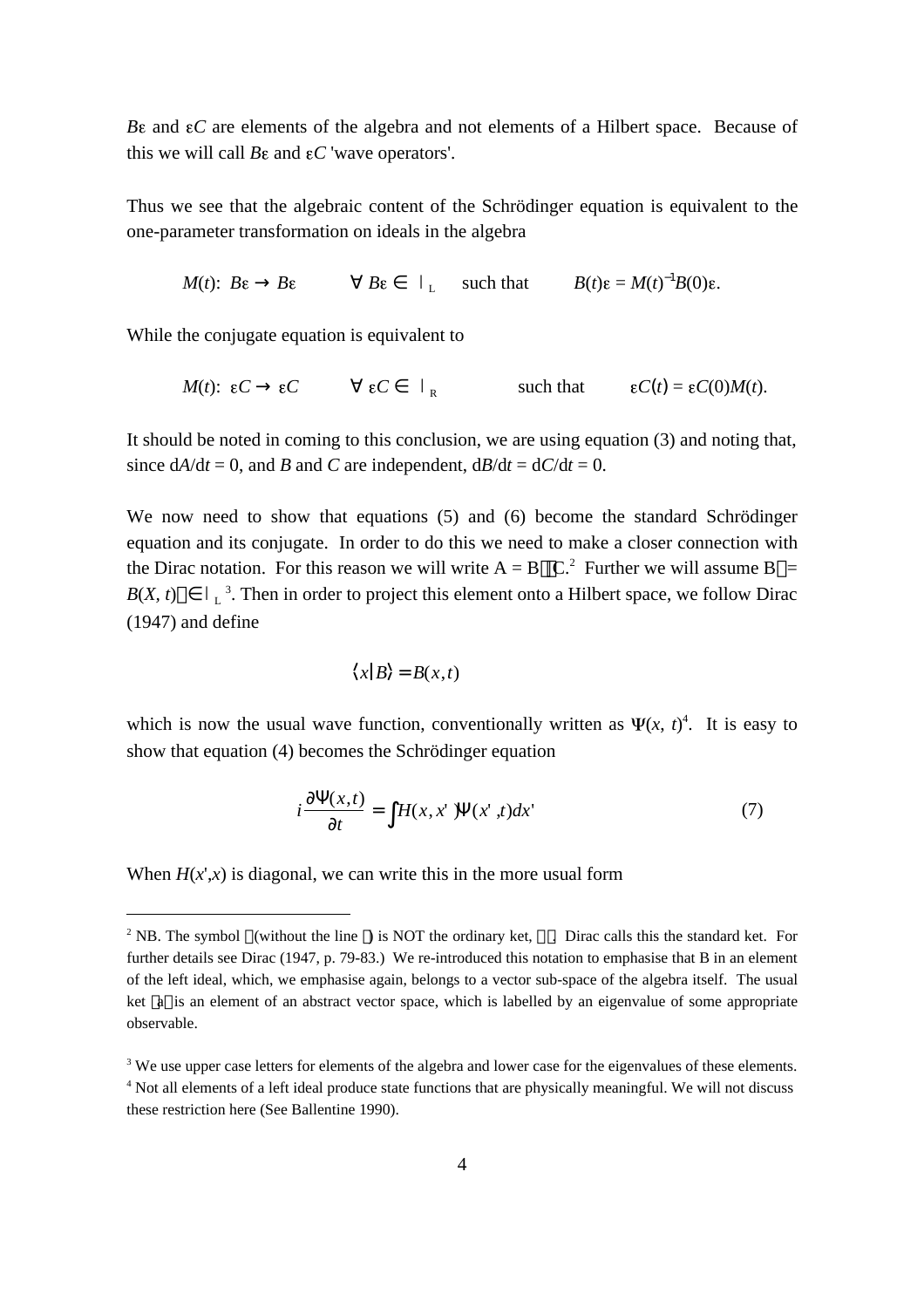$B\varepsilon$ and $\varepsilon C$ are elements of the algebra and not elements of a Hilbert space. Because of this we will call $B\varepsilon$ and $\varepsilon C$ 'wave operators'.

Thus we see that the algebraic content of the Schrödinger equation is equivalent to the one-parameter transformation on ideals in the algebra

$$M(t):\ B\varepsilon \to B\varepsilon \qquad \forall\ B\varepsilon \in I_L \quad \text{such that} \qquad B(t)\varepsilon = M(t)^{-1}B(0)\varepsilon.$$

While the conjugate equation is equivalent to

$$M(t):\ \varepsilon C \to \varepsilon C \qquad \forall\ \varepsilon C \in I_R \qquad \text{such that} \qquad \varepsilon C(t) = \varepsilon C(0)M(t).$$

It should be noted in coming to this conclusion, we are using equation (3) and noting that, since $dA/dt = 0$, and $B$ and $C$ are independent, $dB/dt = dC/dt = 0$.

We now need to show that equations (5) and (6) become the standard Schrödinger equation and its conjugate. In order to do this we need to make a closer connection with the Dirac notation. For this reason we will write $A = B\rangle\langle C$.[2] Further we will assume $B\rangle = B(X, t)\rangle \in I_L$[3]. Then in order to project this element onto a Hilbert space, we follow Dirac (1947) and define

$$\langle x|B\rangle = B(x,t)$$

which is now the usual wave function, conventionally written as $\Psi(x, t)$[4]. It is easy to show that equation (4) becomes the Schrödinger equation

$$i\frac{\partial \Psi(x,t)}{\partial t} = \int H(x,x')\Psi(x',t)dx' \tag{7}$$

When $H(x',x)$ is diagonal, we can write this in the more usual form

---

[2] NB. The symbol $\rangle$ (without the line $|$) is NOT the ordinary ket, $|\ \rangle$. Dirac calls this the standard ket. For further details see Dirac (1947, p. 79-83.) We re-introduced this notation to emphasise that B in an element of the left ideal, which, we emphasise again, belongs to a vector sub-space of the algebra itself. The usual ket $|a\rangle$ is an element of an abstract vector space, which is labelled by an eigenvalue of some appropriate observable.

[3] We use upper case letters for elements of the algebra and lower case for the eigenvalues of these elements.

[4] Not all elements of a left ideal produce state functions that are physically meaningful. We will not discuss these restriction here (See Ballentine 1990).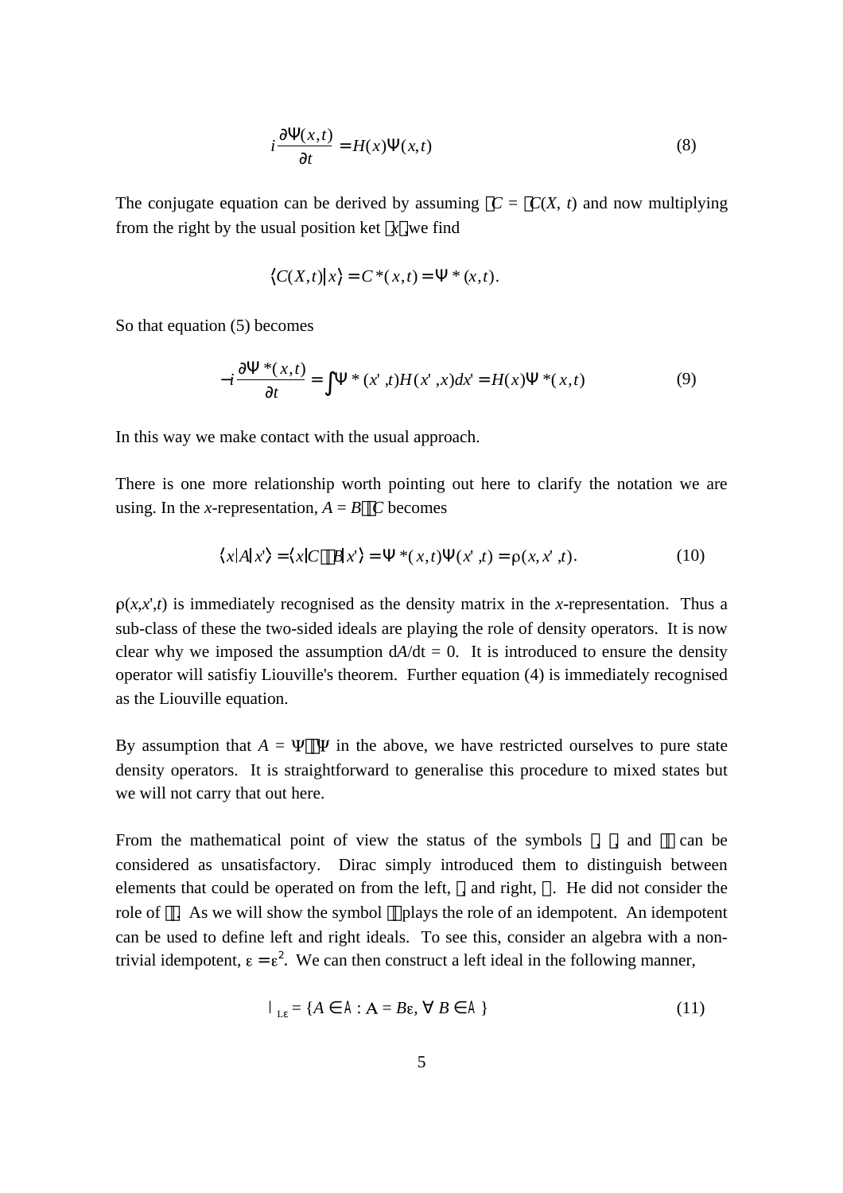$$i\frac{\partial\Psi(x,t)}{\partial t} = H(x)\Psi(x,t) \tag{8}$$

The conjugate equation can be derived by assuming $\langle C = \langle C(X, t)$ and now multiplying from the right by the usual position ket $|x\rangle$, we find

$$\langle C(X,t)|x\rangle = C^*(x,t) = \Psi^*(x,t).$$

So that equation (5) becomes

$$-i\frac{\partial\Psi^*(x,t)}{\partial t} = \int\Psi^*(x',t)H(x',x)dx' = H(x)\Psi^*(x,t) \tag{9}$$

In this way we make contact with the usual approach.

There is one more relationship worth pointing out here to clarify the notation we are using. In the $x$-representation, $A = B\rangle\langle C$ becomes

$$\langle x|A|x'\rangle = \langle x|C\rangle\langle B|x'\rangle = \Psi^*(x,t)\Psi(x',t) = \rho(x,x',t). \tag{10}$$

$\rho(x,x',t)$ is immediately recognised as the density matrix in the $x$-representation. Thus a sub-class of these the two-sided ideals are playing the role of density operators. It is now clear why we imposed the assumption $dA/dt = 0$. It is introduced to ensure the density operator will satisfiy Liouville's theorem. Further equation (4) is immediately recognised as the Liouville equation.

By assumption that $A = \Psi\rangle\langle\Psi$ in the above, we have restricted ourselves to pure state density operators. It is straightforward to generalise this procedure to mixed states but we will not carry that out here.

From the mathematical point of view the status of the symbols $\langle$, $\rangle$, and $\rangle\langle$ can be considered as unsatisfactory. Dirac simply introduced them to distinguish between elements that could be operated on from the left, $\rangle$ and right, $\langle$. He did not consider the role of $\rangle\langle$. As we will show the symbol $\rangle\langle$ plays the role of an idempotent. An idempotent can be used to define left and right ideals. To see this, consider an algebra with a non-trivial idempotent, $\varepsilon = \varepsilon^2$. We can then construct a left ideal in the following manner,

$$\mathcal{I}_{L\varepsilon} = \{A \in \mathcal{A} : A = B\varepsilon, \forall\, B \in \mathcal{A}\} \tag{11}$$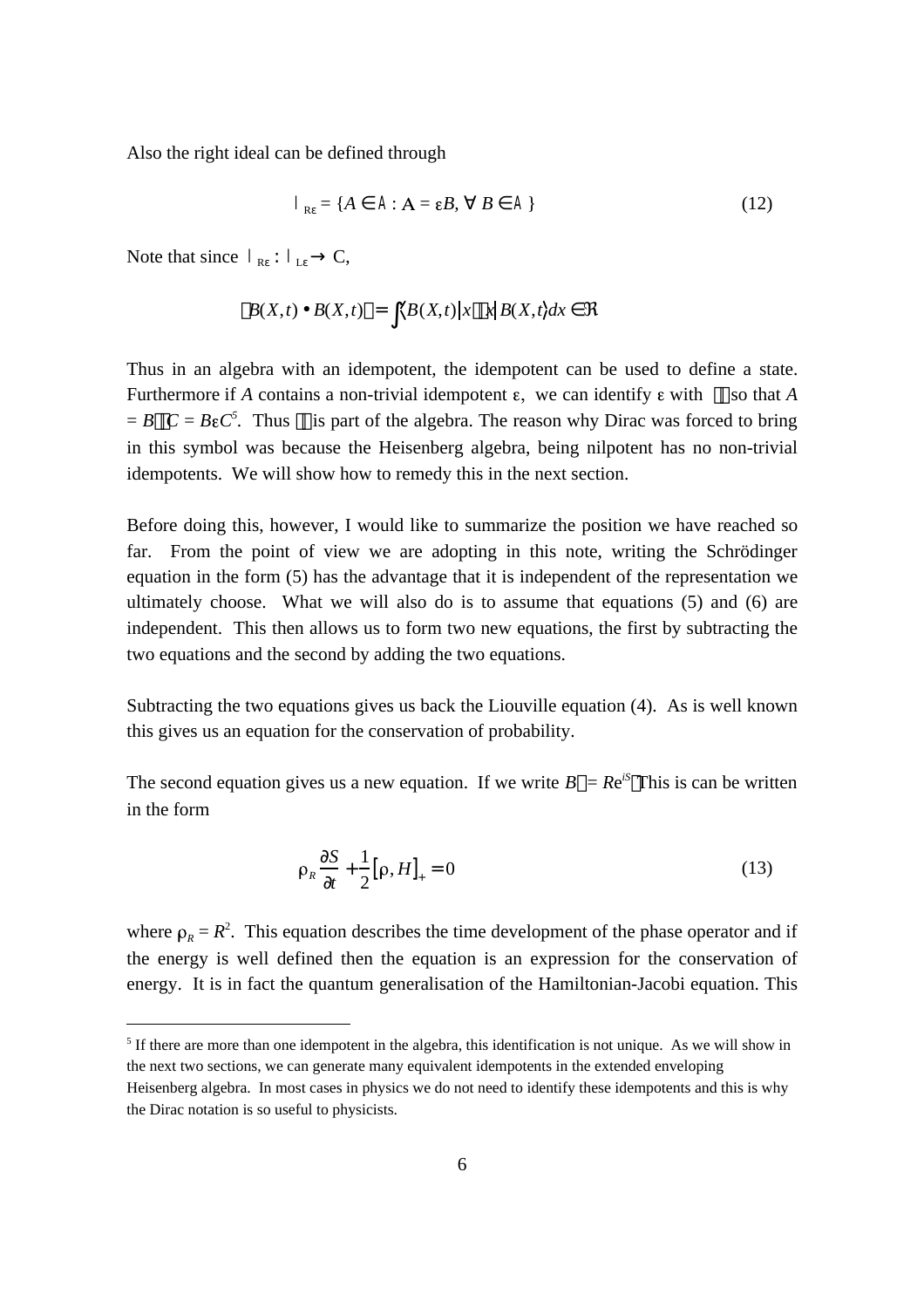Also the right ideal can be defined through

$$I_{R\varepsilon} = \{A \in A : A = \varepsilon B, \forall\ B \in A\} \tag{12}$$

Note that since $I_{R\varepsilon} : I_{L\varepsilon} \rightarrow C$,

$$\langle B(X,t) \bullet B(X,t) \rangle = \int \langle B(X,t) | x \rangle \langle x | B(X,t) \rangle dx \in \Re$$

Thus in an algebra with an idempotent, the idempotent can be used to define a state. Furthermore if $A$ contains a non-trivial idempotent $\varepsilon$, we can identify $\varepsilon$ with $\rangle\langle$ so that $A = B\rangle\langle C = B\varepsilon C$[5]. Thus $\rangle\langle$ is part of the algebra. The reason why Dirac was forced to bring in this symbol was because the Heisenberg algebra, being nilpotent has no non-trivial idempotents. We will show how to remedy this in the next section.

Before doing this, however, I would like to summarize the position we have reached so far. From the point of view we are adopting in this note, writing the Schrödinger equation in the form (5) has the advantage that it is independent of the representation we ultimately choose. What we will also do is to assume that equations (5) and (6) are independent. This then allows us to form two new equations, the first by subtracting the two equations and the second by adding the two equations.

Subtracting the two equations gives us back the Liouville equation (4). As is well known this gives us an equation for the conservation of probability.

The second equation gives us a new equation. If we write $B\rangle = Re^{iS}\rangle$ This is can be written in the form

$$\rho_R \frac{\partial S}{\partial t} + \frac{1}{2}[\rho, H]_+ = 0 \tag{13}$$

where $\rho_R = R^2$. This equation describes the time development of the phase operator and if the energy is well defined then the equation is an expression for the conservation of energy. It is in fact the quantum generalisation of the Hamiltonian-Jacobi equation. This

[5] If there are more than one idempotent in the algebra, this identification is not unique. As we will show in the next two sections, we can generate many equivalent idempotents in the extended enveloping Heisenberg algebra. In most cases in physics we do not need to identify these idempotents and this is why the Dirac notation is so useful to physicists.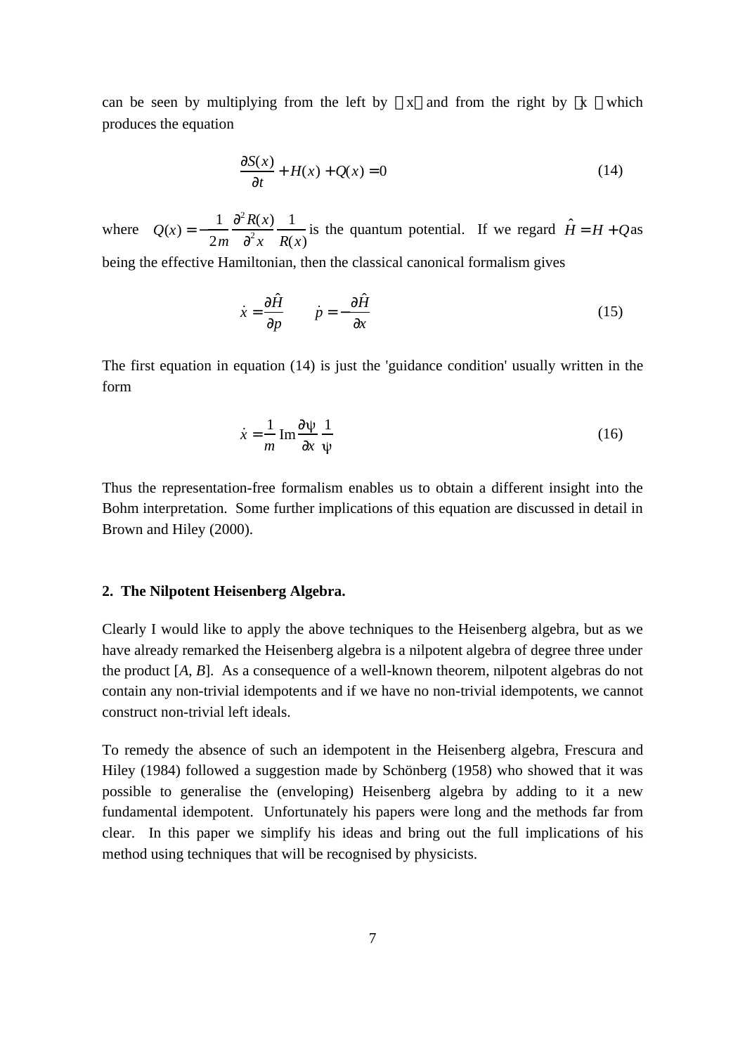can be seen by multiplying from the left by ⟨x⟩ and from the right by |x⟩ which produces the equation

$$\frac{\partial S(x)}{\partial t} + H(x) + Q(x) = 0 \tag{14}$$

where $Q(x) = -\frac{1}{2m}\frac{\partial^2 R(x)}{\partial^2 x}\frac{1}{R(x)}$ is the quantum potential. If we regard $\hat{H} = H + Q$ as being the effective Hamiltonian, then the classical canonical formalism gives

$$\dot{x} = \frac{\partial \hat{H}}{\partial p} \qquad \dot{p} = -\frac{\partial \hat{H}}{\partial x} \tag{15}$$

The first equation in equation (14) is just the 'guidance condition' usually written in the form

$$\dot{x} = \frac{1}{m}\,\mathrm{Im}\frac{\partial \psi}{\partial x}\frac{1}{\psi} \tag{16}$$

Thus the representation-free formalism enables us to obtain a different insight into the Bohm interpretation. Some further implications of this equation are discussed in detail in Brown and Hiley (2000).

## 2. The Nilpotent Heisenberg Algebra.

Clearly I would like to apply the above techniques to the Heisenberg algebra, but as we have already remarked the Heisenberg algebra is a nilpotent algebra of degree three under the product [*A*, *B*]. As a consequence of a well-known theorem, nilpotent algebras do not contain any non-trivial idempotents and if we have no non-trivial idempotents, we cannot construct non-trivial left ideals.

To remedy the absence of such an idempotent in the Heisenberg algebra, Frescura and Hiley (1984) followed a suggestion made by Schönberg (1958) who showed that it was possible to generalise the (enveloping) Heisenberg algebra by adding to it a new fundamental idempotent. Unfortunately his papers were long and the methods far from clear. In this paper we simplify his ideas and bring out the full implications of his method using techniques that will be recognised by physicists.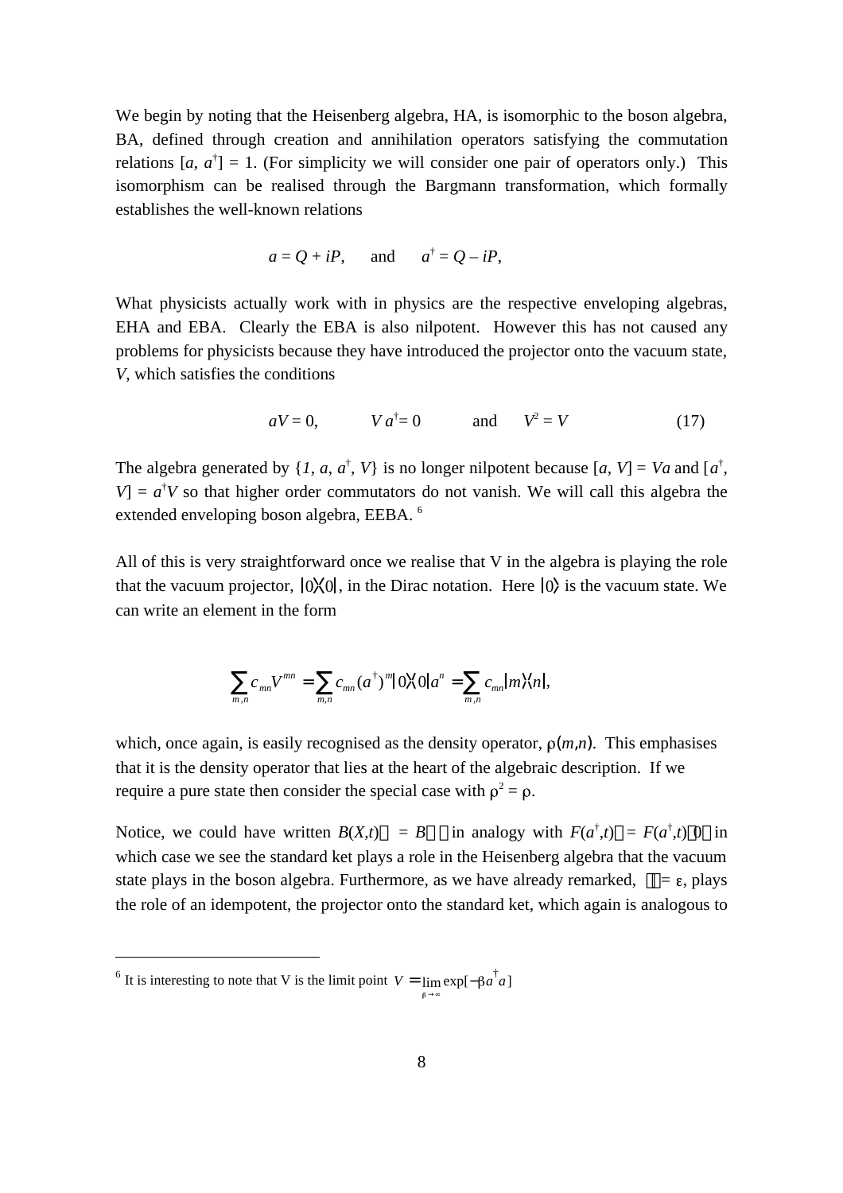We begin by noting that the Heisenberg algebra, HA, is isomorphic to the boson algebra, BA, defined through creation and annihilation operators satisfying the commutation relations $[a, a^\dagger] = 1$. (For simplicity we will consider one pair of operators only.) This isomorphism can be realised through the Bargmann transformation, which formally establishes the well-known relations

$$a = Q + iP, \quad \text{and} \quad a^\dagger = Q - iP,$$

What physicists actually work with in physics are the respective enveloping algebras, EHA and EBA. Clearly the EBA is also nilpotent. However this has not caused any problems for physicists because they have introduced the projector onto the vacuum state, $V$, which satisfies the conditions

$$aV = 0, \qquad V a^\dagger = 0 \qquad \text{and} \qquad V^2 = V \tag{17}$$

The algebra generated by $\{1, a, a^\dagger, V\}$ is no longer nilpotent because $[a, V] = Va$ and $[a^\dagger, V] = a^\dagger V$ so that higher order commutators do not vanish. We will call this algebra the extended enveloping boson algebra, EEBA. [6]

All of this is very straightforward once we realise that V in the algebra is playing the role that the vacuum projector, $|0\rangle\langle 0|$, in the Dirac notation. Here $|0\rangle$ is the vacuum state. We can write an element in the form

$$\sum_{m,n} c_{mn} V^{mn} = \sum_{m,n} c_{mn} (a^\dagger)^m |0\rangle\langle 0| a^n = \sum_{m,n} c_{mn} |m\rangle\langle n|,$$

which, once again, is easily recognised as the density operator, $\rho(m,n)$. This emphasises that it is the density operator that lies at the heart of the algebraic description. If we require a pure state then consider the special case with $\rho^2 = \rho$.

Notice, we could have written $B(X,t)\rangle = B\rangle$ in analogy with $F(a^\dagger,t)\rangle = F(a^\dagger,t)|0\rangle$ in which case we see the standard ket plays a role in the Heisenberg algebra that the vacuum state plays in the boson algebra. Furthermore, as we have already remarked, $\rangle\langle = \varepsilon$, plays the role of an idempotent, the projector onto the standard ket, which again is analogous to

---

[6] It is interesting to note that V is the limit point $V = \lim_{\beta \to \infty} \exp[-\beta a^\dagger a]$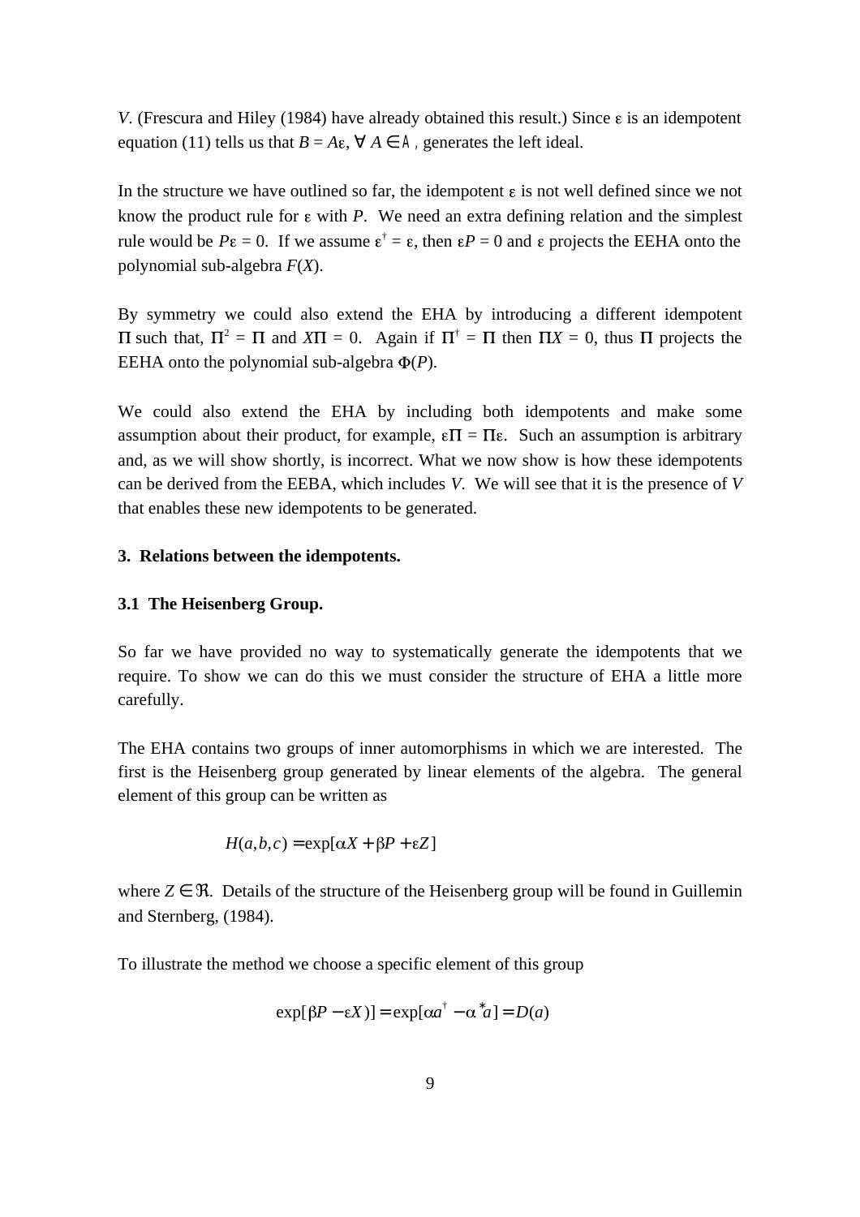*V*. (Frescura and Hiley (1984) have already obtained this result.) Since ε is an idempotent equation (11) tells us that $B = A\varepsilon$, $\forall\, A \in \mathcal{A}$, generates the left ideal.

In the structure we have outlined so far, the idempotent ε is not well defined since we not know the product rule for ε with *P*. We need an extra defining relation and the simplest rule would be $P\varepsilon = 0$. If we assume $\varepsilon^{\dagger} = \varepsilon$, then $\varepsilon P = 0$ and ε projects the EEHA onto the polynomial sub-algebra $F(X)$.

By symmetry we could also extend the EHA by introducing a different idempotent Π such that, $\Pi^2 = \Pi$ and $X\Pi = 0$. Again if $\Pi^{\dagger} = \Pi$ then $\Pi X = 0$, thus Π projects the EEHA onto the polynomial sub-algebra $\Phi(P)$.

We could also extend the EHA by including both idempotents and make some assumption about their product, for example, $\varepsilon\Pi = \Pi\varepsilon$. Such an assumption is arbitrary and, as we will show shortly, is incorrect. What we now show is how these idempotents can be derived from the EEBA, which includes *V*. We will see that it is the presence of *V* that enables these new idempotents to be generated.

## 3. Relations between the idempotents.

### 3.1 The Heisenberg Group.

So far we have provided no way to systematically generate the idempotents that we require. To show we can do this we must consider the structure of EHA a little more carefully.

The EHA contains two groups of inner automorphisms in which we are interested. The first is the Heisenberg group generated by linear elements of the algebra. The general element of this group can be written as

$$H(a,b,c) = \exp[\alpha X + \beta P + \varepsilon Z]$$

where $Z \in \Re$. Details of the structure of the Heisenberg group will be found in Guillemin and Sternberg, (1984).

To illustrate the method we choose a specific element of this group

$$\exp[\beta P - \varepsilon X)] = \exp[\alpha a^{\dagger} - \alpha^{*} a] = D(a)$$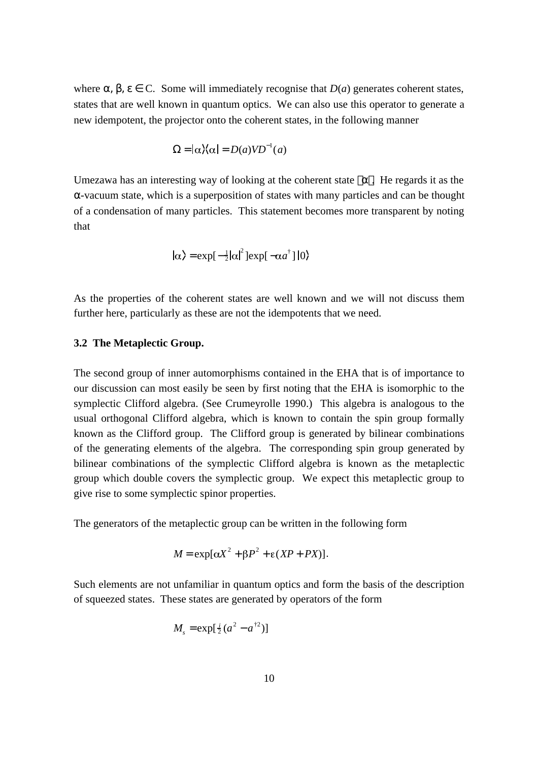where $\alpha, \beta, \varepsilon \in C$. Some will immediately recognise that $D(a)$ generates coherent states, states that are well known in quantum optics. We can also use this operator to generate a new idempotent, the projector onto the coherent states, in the following manner

$$\Omega = |\alpha\rangle\langle\alpha| = D(a)VD^{-1}(a)$$

Umezawa has an interesting way of looking at the coherent state $|\alpha\rangle$. He regards it as the $\alpha$-vacuum state, which is a superposition of states with many particles and can be thought of a condensation of many particles. This statement becomes more transparent by noting that

$$|\alpha\rangle = \exp[-\tfrac{1}{2}|\alpha|^2]\exp[-\alpha a^\dagger]\,|0\rangle$$

As the properties of the coherent states are well known and we will not discuss them further here, particularly as these are not the idempotents that we need.

**3.2 The Metaplectic Group.**

The second group of inner automorphisms contained in the EHA that is of importance to our discussion can most easily be seen by first noting that the EHA is isomorphic to the symplectic Clifford algebra. (See Crumeyrolle 1990.) This algebra is analogous to the usual orthogonal Clifford algebra, which is known to contain the spin group formally known as the Clifford group. The Clifford group is generated by bilinear combinations of the generating elements of the algebra. The corresponding spin group generated by bilinear combinations of the symplectic Clifford algebra is known as the metaplectic group which double covers the symplectic group. We expect this metaplectic group to give rise to some symplectic spinor properties.

The generators of the metaplectic group can be written in the following form

$$M = \exp[\alpha X^2 + \beta P^2 + \varepsilon(XP + PX)].$$

Such elements are not unfamiliar in quantum optics and form the basis of the description of squeezed states. These states are generated by operators of the form

$$M_s = \exp[\tfrac{i}{2}(a^2 - a^{\dagger 2})]$$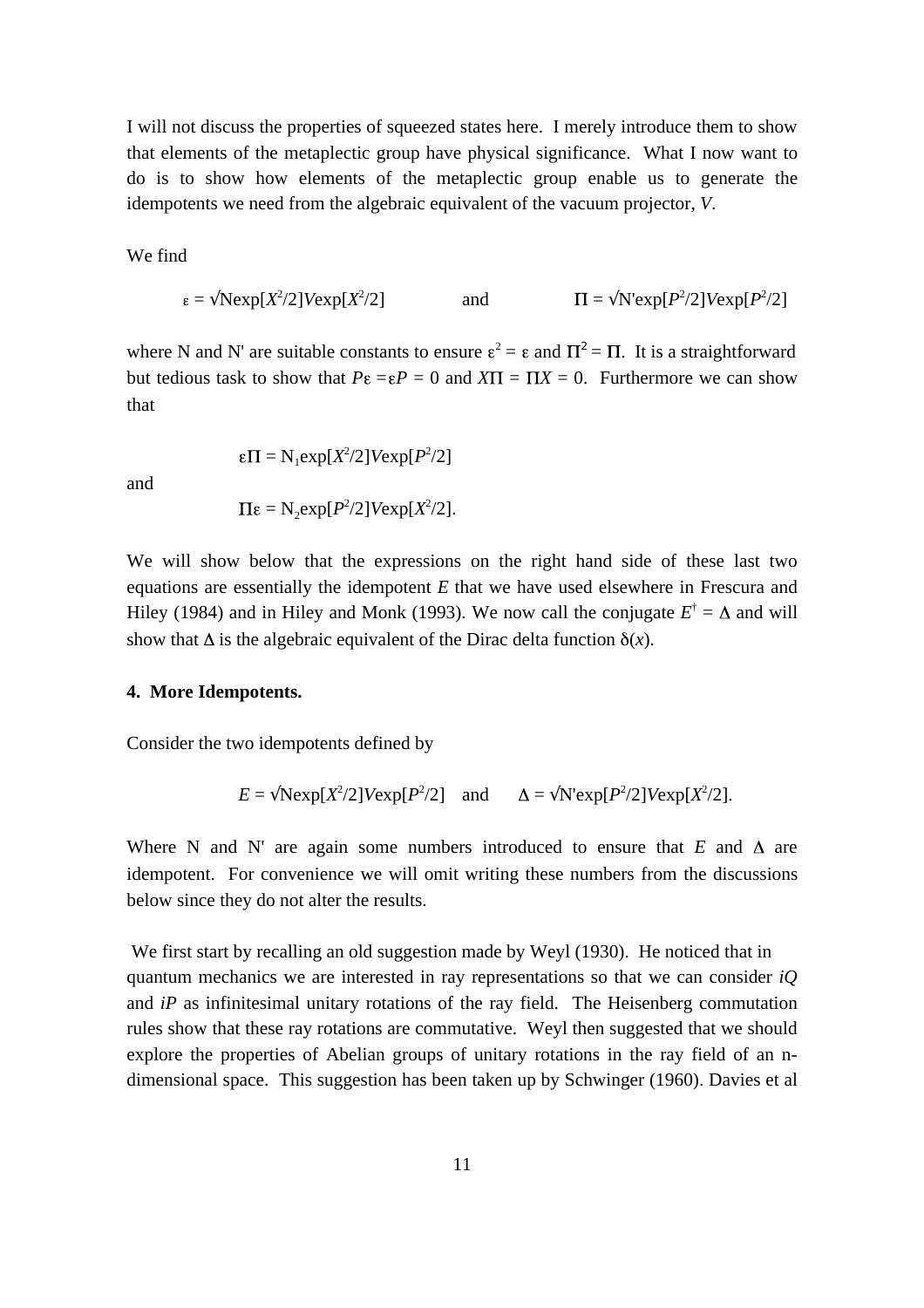I will not discuss the properties of squeezed states here. I merely introduce them to show that elements of the metaplectic group have physical significance. What I now want to do is to show how elements of the metaplectic group enable us to generate the idempotents we need from the algebraic equivalent of the vacuum projector, $V$.

We find

$$\varepsilon = \sqrt{\mathrm{N}}\exp[X^2/2]V\exp[X^2/2] \qquad \text{and} \qquad \Pi = \sqrt{\mathrm{N}'}\exp[P^2/2]V\exp[P^2/2]$$

where N and N' are suitable constants to ensure $\varepsilon^2 = \varepsilon$ and $\Pi^2 = \Pi$. It is a straightforward but tedious task to show that $P\varepsilon = \varepsilon P = 0$ and $X\Pi = \Pi X = 0$. Furthermore we can show that

$$\varepsilon\Pi = \mathrm{N}_1\exp[X^2/2]V\exp[P^2/2]$$

and

$$\Pi\varepsilon = \mathrm{N}_2\exp[P^2/2]V\exp[X^2/2].$$

We will show below that the expressions on the right hand side of these last two equations are essentially the idempotent $E$ that we have used elsewhere in Frescura and Hiley (1984) and in Hiley and Monk (1993). We now call the conjugate $E^\dagger = \Delta$ and will show that $\Delta$ is the algebraic equivalent of the Dirac delta function $\delta(x)$.

**4. More Idempotents.**

Consider the two idempotents defined by

$$E = \sqrt{\mathrm{N}}\exp[X^2/2]V\exp[P^2/2] \quad \text{and} \quad \Delta = \sqrt{\mathrm{N}'}\exp[P^2/2]V\exp[X^2/2].$$

Where N and N' are again some numbers introduced to ensure that $E$ and $\Delta$ are idempotent. For convenience we will omit writing these numbers from the discussions below since they do not alter the results.

We first start by recalling an old suggestion made by Weyl (1930). He noticed that in quantum mechanics we are interested in ray representations so that we can consider $iQ$ and $iP$ as infinitesimal unitary rotations of the ray field. The Heisenberg commutation rules show that these ray rotations are commutative. Weyl then suggested that we should explore the properties of Abelian groups of unitary rotations in the ray field of an n-dimensional space. This suggestion has been taken up by Schwinger (1960). Davies et al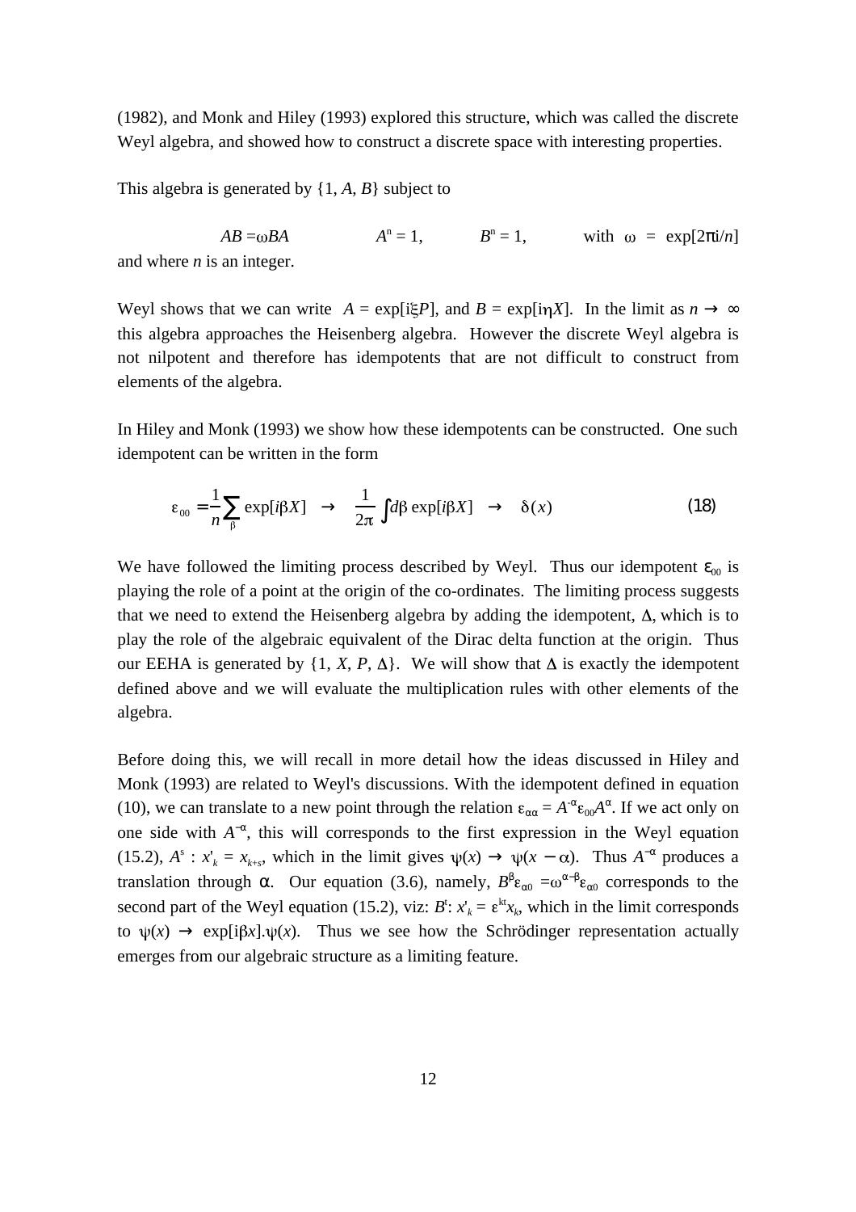(1982), and Monk and Hiley (1993) explored this structure, which was called the discrete Weyl algebra, and showed how to construct a discrete space with interesting properties.

This algebra is generated by {1, $A$, $B$} subject to

$$AB = \omega BA \qquad A^n = 1, \qquad B^n = 1, \qquad \text{with } \omega = \exp[2\pi i/n]$$

and where $n$ is an integer.

Weyl shows that we can write $A = \exp[i\xi P]$, and $B = \exp[i\eta X]$. In the limit as $n \to \infty$ this algebra approaches the Heisenberg algebra. However the discrete Weyl algebra is not nilpotent and therefore has idempotents that are not difficult to construct from elements of the algebra.

In Hiley and Monk (1993) we show how these idempotents can be constructed. One such idempotent can be written in the form

$$\varepsilon_{00} = \frac{1}{n}\sum_{\beta} \exp[i\beta X] \quad \to \quad \frac{1}{2\pi}\int d\beta \exp[i\beta X] \quad \to \quad \delta(x) \tag{18}$$

We have followed the limiting process described by Weyl. Thus our idempotent $\varepsilon_{00}$ is playing the role of a point at the origin of the co-ordinates. The limiting process suggests that we need to extend the Heisenberg algebra by adding the idempotent, $\Delta$, which is to play the role of the algebraic equivalent of the Dirac delta function at the origin. Thus our EEHA is generated by {1, $X$, $P$, $\Delta$}. We will show that $\Delta$ is exactly the idempotent defined above and we will evaluate the multiplication rules with other elements of the algebra.

Before doing this, we will recall in more detail how the ideas discussed in Hiley and Monk (1993) are related to Weyl's discussions. With the idempotent defined in equation (10), we can translate to a new point through the relation $\varepsilon_{\alpha\alpha} = A^{-\alpha}\varepsilon_{00}A^{\alpha}$. If we act only on one side with $A^{-\alpha}$, this will corresponds to the first expression in the Weyl equation (15.2), $A^s : x'_k = x_{k+s}$, which in the limit gives $\psi(x) \to \psi(x - \alpha)$. Thus $A^{-\alpha}$ produces a translation through $\alpha$. Our equation (3.6), namely, $B^{\beta}\varepsilon_{\alpha 0} = \omega^{\alpha-\beta}\varepsilon_{\alpha 0}$ corresponds to the second part of the Weyl equation (15.2), viz: $B^t$: $x'_k = \varepsilon^{kt}x_k$, which in the limit corresponds to $\psi(x) \to \exp[i\beta x].\psi(x)$. Thus we see how the Schrödinger representation actually emerges from our algebraic structure as a limiting feature.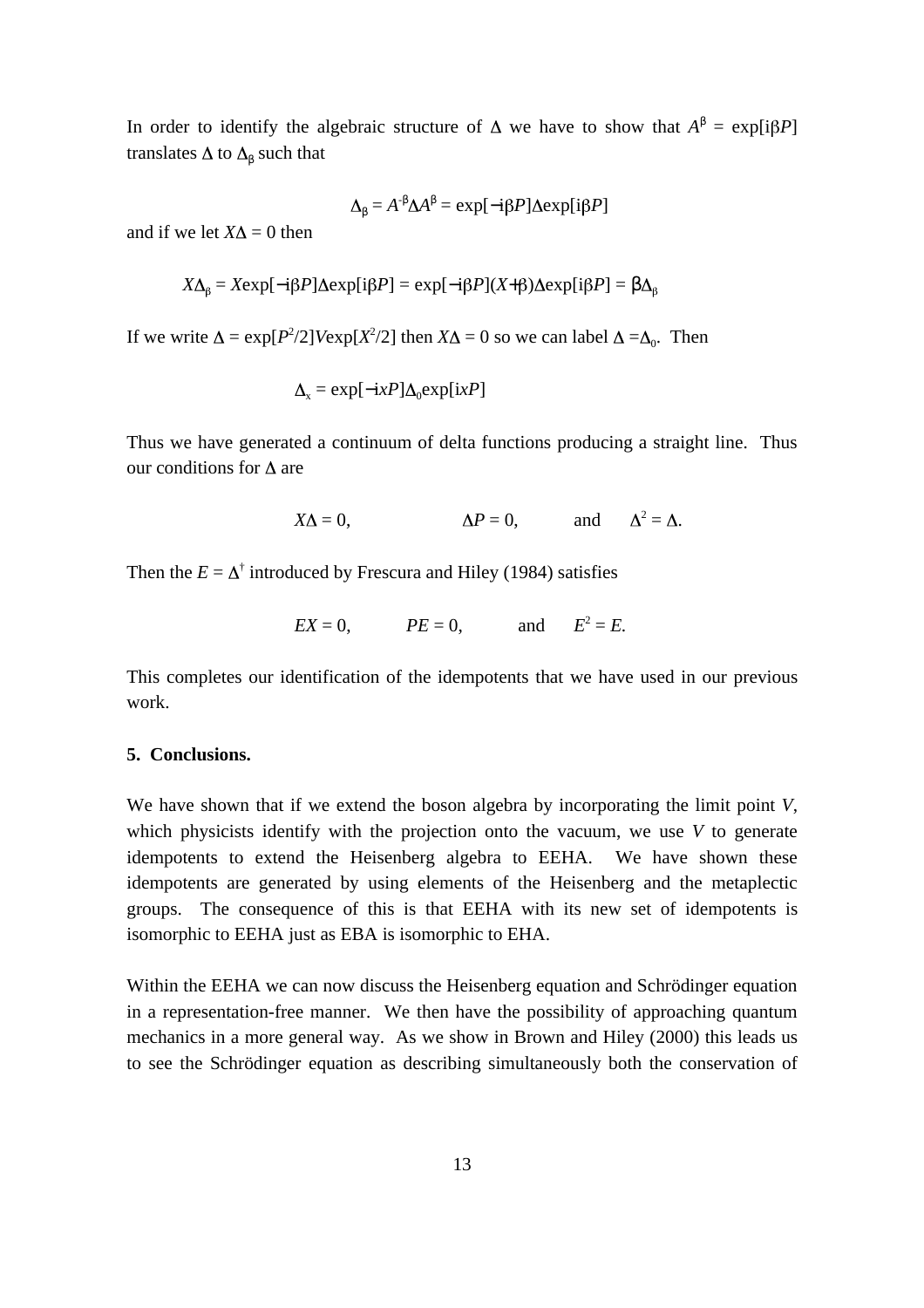In order to identify the algebraic structure of $\Delta$ we have to show that $A^{\beta} = \exp[i\beta P]$ translates $\Delta$ to $\Delta_{\beta}$ such that

$$\Delta_{\beta} = A^{-\beta}\Delta A^{\beta} = \exp[-i\beta P]\Delta\exp[i\beta P]$$

and if we let $X\Delta = 0$ then

$$X\Delta_{\beta} = X\exp[-i\beta P]\Delta\exp[i\beta P] = \exp[-i\beta P](X+\beta)\Delta\exp[i\beta P] = \beta\Delta_{\beta}$$

If we write $\Delta = \exp[P^2/2]V\exp[X^2/2]$ then $X\Delta = 0$ so we can label $\Delta = \Delta_0$. Then

$$\Delta_x = \exp[-ixP]\Delta_0\exp[ixP]$$

Thus we have generated a continuum of delta functions producing a straight line. Thus our conditions for $\Delta$ are

$$X\Delta = 0, \qquad \Delta P = 0, \qquad \text{and} \qquad \Delta^2 = \Delta.$$

Then the $E = \Delta^{\dagger}$ introduced by Frescura and Hiley (1984) satisfies

$$EX = 0, \qquad PE = 0, \qquad \text{and} \qquad E^2 = E.$$

This completes our identification of the idempotents that we have used in our previous work.

## 5. Conclusions.

We have shown that if we extend the boson algebra by incorporating the limit point $V$, which physicists identify with the projection onto the vacuum, we use $V$ to generate idempotents to extend the Heisenberg algebra to EEHA. We have shown these idempotents are generated by using elements of the Heisenberg and the metaplectic groups. The consequence of this is that EEHA with its new set of idempotents is isomorphic to EEHA just as EBA is isomorphic to EHA.

Within the EEHA we can now discuss the Heisenberg equation and Schrödinger equation in a representation-free manner. We then have the possibility of approaching quantum mechanics in a more general way. As we show in Brown and Hiley (2000) this leads us to see the Schrödinger equation as describing simultaneously both the conservation of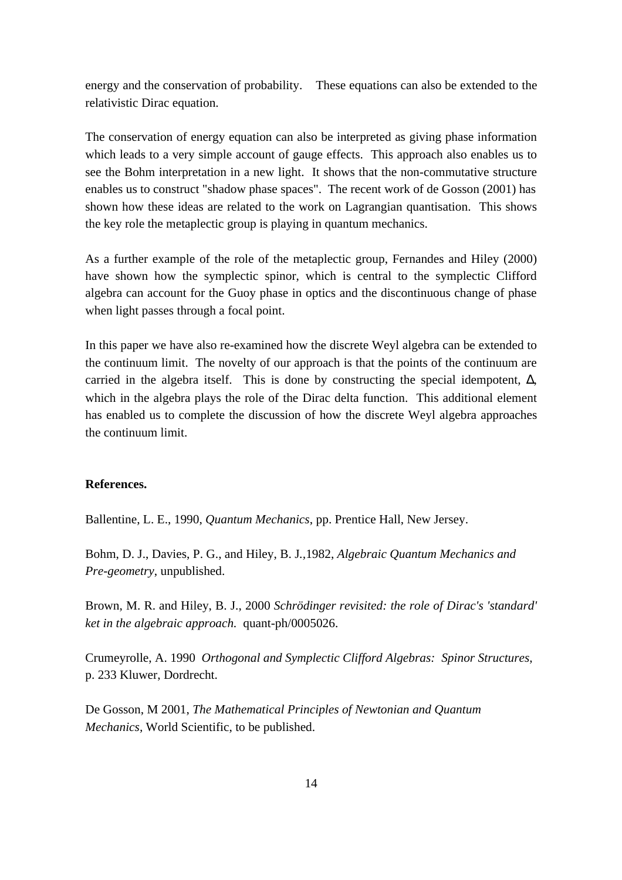energy and the conservation of probability. These equations can also be extended to the relativistic Dirac equation.

The conservation of energy equation can also be interpreted as giving phase information which leads to a very simple account of gauge effects. This approach also enables us to see the Bohm interpretation in a new light. It shows that the non-commutative structure enables us to construct "shadow phase spaces". The recent work of de Gosson (2001) has shown how these ideas are related to the work on Lagrangian quantisation. This shows the key role the metaplectic group is playing in quantum mechanics.

As a further example of the role of the metaplectic group, Fernandes and Hiley (2000) have shown how the symplectic spinor, which is central to the symplectic Clifford algebra can account for the Guoy phase in optics and the discontinuous change of phase when light passes through a focal point.

In this paper we have also re-examined how the discrete Weyl algebra can be extended to the continuum limit. The novelty of our approach is that the points of the continuum are carried in the algebra itself. This is done by constructing the special idempotent, $\Delta$, which in the algebra plays the role of the Dirac delta function. This additional element has enabled us to complete the discussion of how the discrete Weyl algebra approaches the continuum limit.

**References.**

Ballentine, L. E., 1990, *Quantum Mechanics*, pp. Prentice Hall, New Jersey.

Bohm, D. J., Davies, P. G., and Hiley, B. J.,1982, *Algebraic Quantum Mechanics and Pre-geometry*, unpublished.

Brown, M. R. and Hiley, B. J., 2000 *Schrödinger revisited: the role of Dirac's 'standard' ket in the algebraic approach.* quant-ph/0005026.

Crumeyrolle, A. 1990 *Orthogonal and Symplectic Clifford Algebras: Spinor Structures*, p. 233 Kluwer, Dordrecht.

De Gosson, M 2001, *The Mathematical Principles of Newtonian and Quantum Mechanics*, World Scientific, to be published.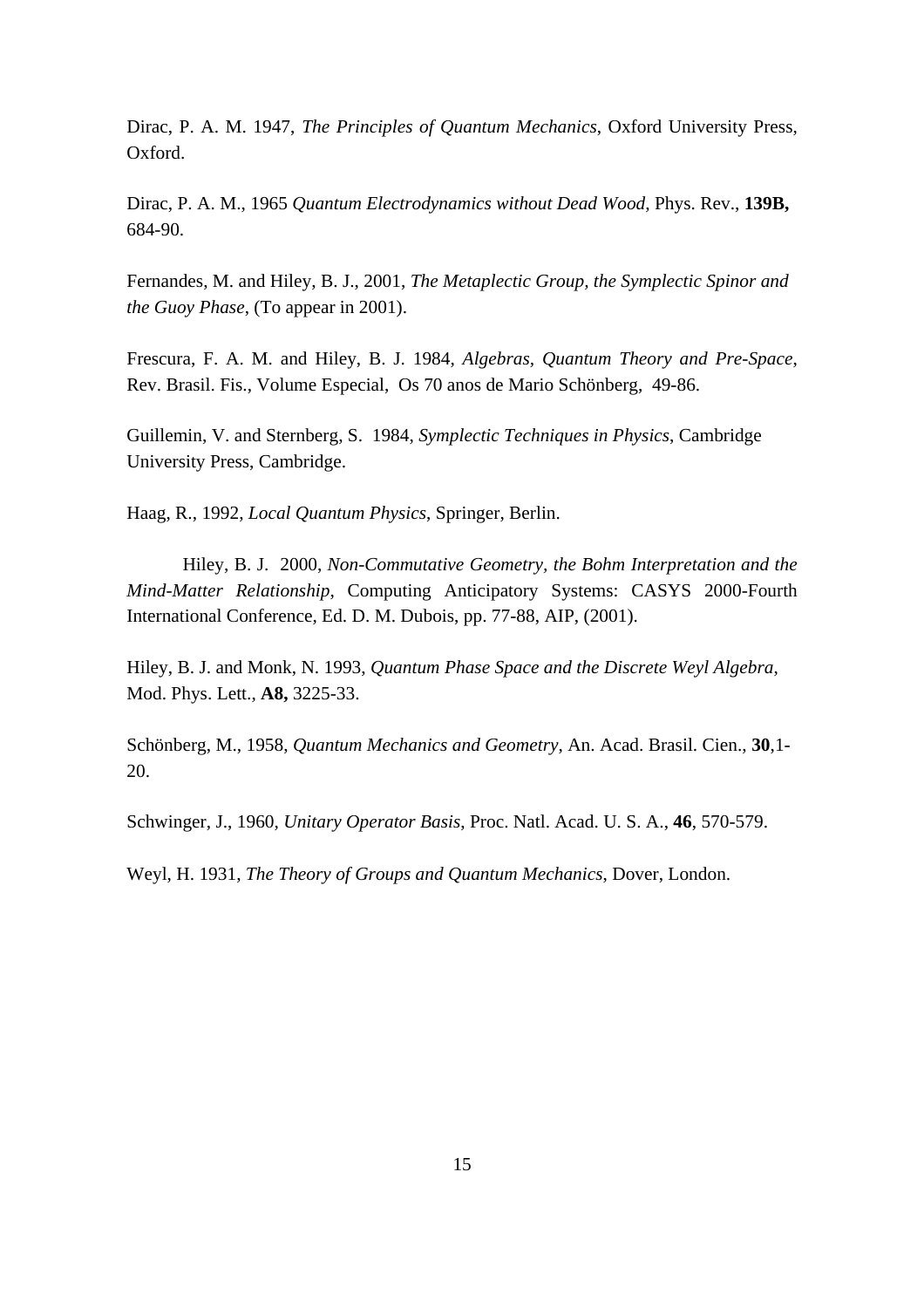Dirac, P. A. M. 1947, *The Principles of Quantum Mechanics*, Oxford University Press, Oxford.

Dirac, P. A. M., 1965 *Quantum Electrodynamics without Dead Wood*, Phys. Rev., **139B,** 684-90.

Fernandes, M. and Hiley, B. J., 2001, *The Metaplectic Group, the Symplectic Spinor and the Guoy Phase*, (To appear in 2001).

Frescura, F. A. M. and Hiley, B. J. 1984, *Algebras, Quantum Theory and Pre-Space*, Rev. Brasil. Fis., Volume Especial, Os 70 anos de Mario Schönberg, 49-86.

Guillemin, V. and Sternberg, S. 1984, *Symplectic Techniques in Physics*, Cambridge University Press, Cambridge.

Haag, R., 1992, *Local Quantum Physics*, Springer, Berlin.

Hiley, B. J. 2000, *Non-Commutative Geometry, the Bohm Interpretation and the Mind-Matter Relationship*, Computing Anticipatory Systems: CASYS 2000-Fourth International Conference, Ed. D. M. Dubois, pp. 77-88, AIP, (2001).

Hiley, B. J. and Monk, N. 1993, *Quantum Phase Space and the Discrete Weyl Algebra*, Mod. Phys. Lett., **A8,** 3225-33.

Schönberg, M., 1958, *Quantum Mechanics and Geometry*, An. Acad. Brasil. Cien., **30**,1-20.

Schwinger, J., 1960, *Unitary Operator Basis*, Proc. Natl. Acad. U. S. A., **46**, 570-579.

Weyl, H. 1931, *The Theory of Groups and Quantum Mechanics*, Dover, London.